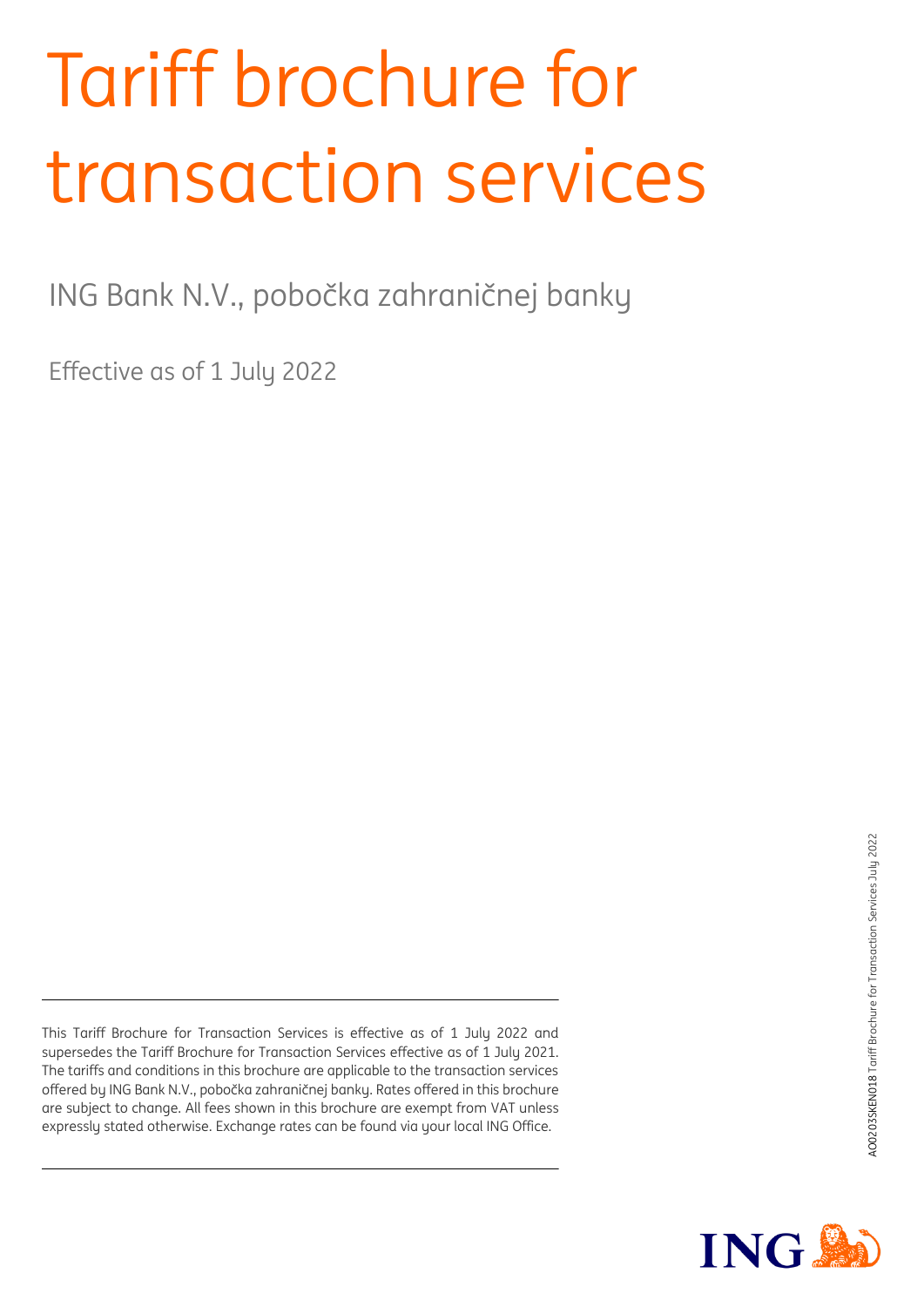# Tariff brochure for transaction services

ING Bank N.V., pobočka zahraničnej banky

Effective as of 1 July 2022

This Tariff Brochure for Transaction Services is effective as of 1 July 2022 and supersedes the Tariff Brochure for Transaction Services effective as of 1 July 2021. The tariffs and conditions in this brochure are applicable to the transaction services offered by ING Bank N.V., pobočka zahraničnej banky. Rates offered in this brochure are subject to change. All fees shown in this brochure are exempt from VAT unless expressly stated otherwise. Exchange rates can be found via your local ING Office.

A00203SKEN018 Tariff Brochure for Transaction Services July 2022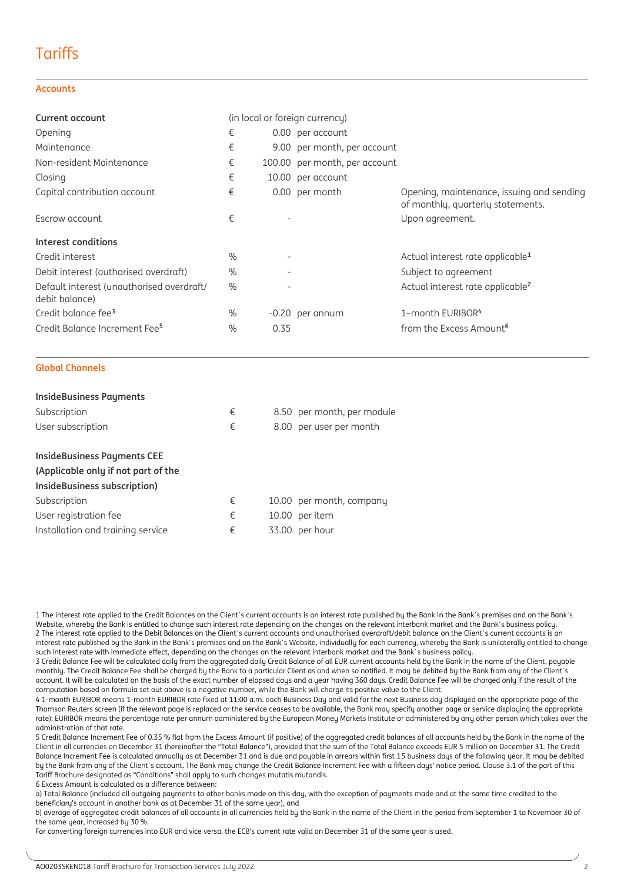# Tariffs

## Accounts

| Current account | (in local or foreign currency) | | | |
|---|---|---|---|---|
| Opening | € | 0.00 | per account | |
| Maintenance | € | 9.00 | per month, per account | |
| Non-resident Maintenance | € | 100.00 | per month, per account | |
| Closing | € | 10.00 | per account | |
| Capital contribution account | € | 0.00 | per month | Opening, maintenance, issuing and sending of monthly, quarterly statements. |
| Escrow account | € | - | | Upon agreement. |
| **Interest conditions** | | | | |
| Credit interest | % | - | | Actual interest rate applicable[1] |
| Debit interest (authorised overdraft) | % | - | | Subject to agreement |
| Default interest (unauthorised overdraft/ debit balance) | % | - | | Actual interest rate applicable[2] |
| Credit balance fee[3] | % | -0.20 | per annum | 1-month EURIBOR[4] |
| Credit Balance Increment Fee[5] | % | 0.35 | | from the Excess Amount[6] |

## Global Channels

| InsideBusiness Payments | | | |
|---|---|---|---|
| Subscription | € | 8.50 | per month, per module |
| User subscription | € | 8.00 | per user per month |
| **InsideBusiness Payments CEE (Applicable only if not part of the InsideBusiness subscription)** | | | |
| Subscription | € | 10.00 | per month, company |
| User registration fee | € | 10.00 | per item |
| Installation and training service | € | 33.00 | per hour |

1 The interest rate applied to the Credit Balances on the Client´s current accounts is an interest rate published by the Bank in the Bank´s premises and on the Bank´s Website, whereby the Bank is entitled to change such interest rate depending on the changes on the relevant interbank market and the Bank´s business policy.
2 The interest rate applied to the Debit Balances on the Client´s current accounts and unauthorised overdraft/debit balance on the Client´s current accounts is an interest rate published by the Bank in the Bank´s premises and on the Bank´s Website, individually for each currency, whereby the Bank is unilaterally entitled to change such interest rate with immediate effect, depending on the changes on the relevant interbank market and the Bank´s business policy.
3 Credit Balance Fee will be calculated daily from the aggregated daily Credit Balance of all EUR current accounts held by the Bank in the name of the Client, payable monthly. The Credit Balance Fee shall be charged by the Bank to a particular Client as and when so notified. It may be debited by the Bank from any of the Client´s account. It will be calculated on the basis of the exact number of elapsed days and a year having 360 days. Credit Balance Fee will be charged only if the result of the computation based on formula set out above is a negative number, while the Bank will charge its positive value to the Client.
4 1-month EURIBOR means 1-month EURIBOR rate fixed at 11:00 a.m. each Business Day and valid for the next Business day displayed on the appropriate page of the Thomson Reuters screen (if the relevant page is replaced or the service ceases to be available, the Bank may specify another page or service displaying the appropriate rate); EURIBOR means the percentage rate per annum administered by the European Money Markets Institute or administered by any other person which takes over the administration of that rate.
5 Credit Balance Increment Fee of 0.35 % flat from the Excess Amount (if positive) of the aggregated credit balances of all accounts held by the Bank in the name of the Client in all currencies on December 31 (hereinafter the "Total Balance"), provided that the sum of the Total Balance exceeds EUR 5 million on December 31. The Credit Balance Increment Fee is calculated annually as at December 31 and is due and payable in arrears within first 15 business days of the following year. It may be debited by the Bank from any of the Client´s account. The Bank may change the Credit Balance Increment Fee with a fifteen days' notice period. Clause 3.1 of the part of this Tariff Brochure designated as "Conditions" shall apply to such changes mutatis mutandis.
6 Excess Amount is calculated as a difference between:
a) Total Balance (included all outgoing payments to other banks made on this day, with the exception of payments made and at the same time credited to the beneficiary's account in another bank as at December 31 of the same year), and
b) average of aggregated credit balances of all accounts in all currencies held by the Bank in the name of the Client in the period from September 1 to November 30 of the same year, increased by 30 %.
For converting foreign currencies into EUR and vice versa, the ECB's current rate valid on December 31 of the same year is used.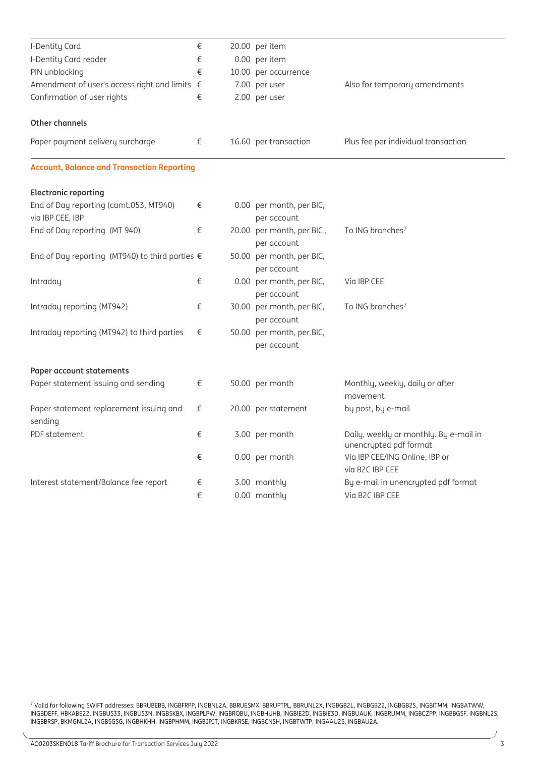| | | | | |
|---|---|---|---|---|
| I-Dentity Card | € | 20.00 | per item | |
| I-Dentity Card reader | € | 0.00 | per item | |
| PIN unblocking | € | 10.00 | per occurrence | |
| Amendment of user's access right and limits | € | 7.00 | per user | Also for temporary amendments |
| Confirmation of user rights | € | 2.00 | per user | |

**Other channels**

| | | | | |
|---|---|---|---|---|
| Paper payment delivery surcharge | € | 16.60 | per transaction | Plus fee per individual transaction |

## Account, Balance and Transaction Reporting

**Electronic reporting**

| | | | | |
|---|---|---|---|---|
| End of Day reporting (camt.053, MT940) via IBP CEE, IBP | € | 0.00 | per month, per BIC, per account | |
| End of Day reporting (MT 940) | € | 20.00 | per month, per BIC, per account | To ING branches[7] |
| End of Day reporting (MT940) to third parties | € | 50.00 | per month, per BIC, per account | |
| Intraday | € | 0.00 | per month, per BIC, per account | Via IBP CEE |
| Intraday reporting (MT942) | € | 30.00 | per month, per BIC, per account | To ING branches[7] |
| Intraday reporting (MT942) to third parties | € | 50.00 | per month, per BIC, per account | |

**Paper account statements**

| | | | | |
|---|---|---|---|---|
| Paper statement issuing and sending | € | 50.00 | per month | Monthly, weekly, daily or after movement |
| Paper statement replacement issuing and sending | € | 20.00 | per statement | by post, by e-mail |
| PDF statement | € | 3.00 | per month | Daily, weekly or monthly. By e-mail in unencrypted pdf format |
| | € | 0.00 | per month | Via IBP CEE/ING Online, IBP or via B2C IBP CEE |
| Interest statement/Balance fee report | € | 3.00 | monthly | By e-mail in unencrypted pdf format |
| | € | 0.00 | monthly | Via B2C IBP CEE |

[7] Valid for following SWIFT addresses: BBRUBEBB, INGBFRPP, INGBNL2A, BBRUESMX, BBRUPTPL, BBRUNL2X, INGBGB2L, INGBGB22, INGBGB2S, INGBITMM, INGBATWW, INGBDEFF, HBKABE22, INGBUS33, INGBUS3N, INGBSKBX, INGBPLPW, INGBROBU, INGBHUHB, INGBIE2D, INGBIE3D, INGBUAUK, INGBRUMM, INGBCZPP, INGBBGSF, INGBNL2S, INGBBRSP, BKMGNL2A, INGBSGSG, INGBHKHH, INGBPHMM, INGBJPJT, INGBKRSE, INGBCNSH, INGBTWTP, INGAAU2S, INGBAU2A.

AO0203SKEN018 Tariff Brochure for Transaction Services July 2022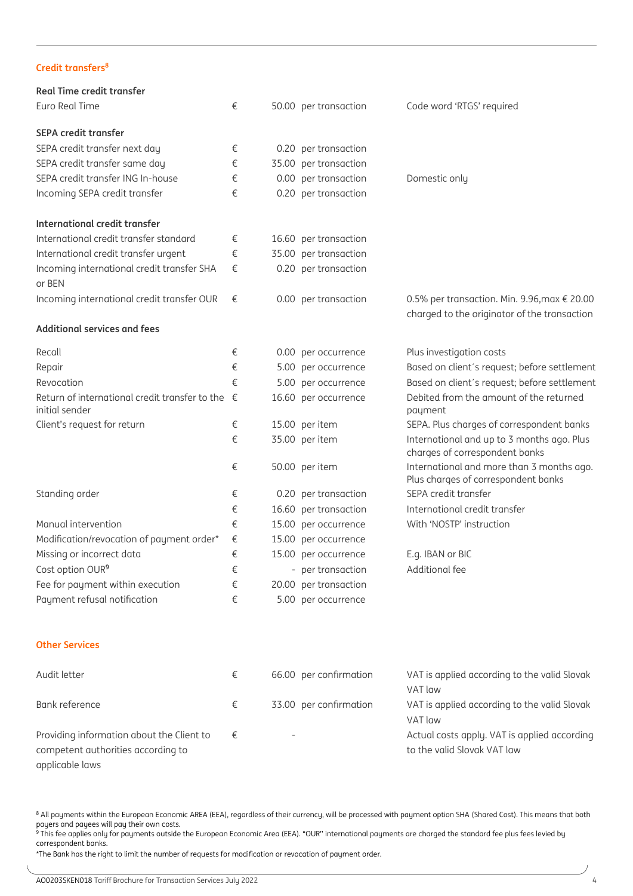## Credit transfers[8]

| | | | |
|---|---|---|---|
| **Real Time credit transfer** | | | |
| Euro Real Time | € | 50.00 per transaction | Code word 'RTGS' required |
| **SEPA credit transfer** | | | |
| SEPA credit transfer next day | € | 0.20 per transaction | |
| SEPA credit transfer same day | € | 35.00 per transaction | |
| SEPA credit transfer ING In-house | € | 0.00 per transaction | Domestic only |
| Incoming SEPA credit transfer | € | 0.20 per transaction | |
| **International credit transfer** | | | |
| International credit transfer standard | € | 16.60 per transaction | |
| International credit transfer urgent | € | 35.00 per transaction | |
| Incoming international credit transfer SHA or BEN | € | 0.20 per transaction | |
| Incoming international credit transfer OUR | € | 0.00 per transaction | 0.5% per transaction. Min. 9.96,max € 20.00 charged to the originator of the transaction |
| **Additional services and fees** | | | |
| Recall | € | 0.00 per occurrence | Plus investigation costs |
| Repair | € | 5.00 per occurrence | Based on client´s request; before settlement |
| Revocation | € | 5.00 per occurrence | Based on client´s request; before settlement |
| Return of international credit transfer to the initial sender | € | 16.60 per occurrence | Debited from the amount of the returned payment |
| Client's request for return | € | 15.00 per item | SEPA. Plus charges of correspondent banks |
| | € | 35.00 per item | International and up to 3 months ago. Plus charges of correspondent banks |
| | € | 50.00 per item | International and more than 3 months ago. Plus charges of correspondent banks |
| Standing order | € | 0.20 per transaction | SEPA credit transfer |
| | € | 16.60 per transaction | International credit transfer |
| Manual intervention | € | 15.00 per occurrence | With 'NOSTP' instruction |
| Modification/revocation of payment order* | € | 15.00 per occurrence | |
| Missing or incorrect data | € | 15.00 per occurrence | E.g. IBAN or BIC |
| Cost option OUR[9] | € | - per transaction | Additional fee |
| Fee for payment within execution | € | 20.00 per transaction | |
| Payment refusal notification | € | 5.00 per occurrence | |

## Other Services

| | | | |
|---|---|---|---|
| Audit letter | € | 66.00 per confirmation | VAT is applied according to the valid Slovak VAT law |
| Bank reference | € | 33.00 per confirmation | VAT is applied according to the valid Slovak VAT law |
| Providing information about the Client to competent authorities according to applicable laws | € | - | Actual costs apply. VAT is applied according to the valid Slovak VAT law |

[8] All payments within the European Economic AREA (EEA), regardless of their currency, will be processed with payment option SHA (Shared Cost). This means that both payers and payees will pay their own costs.
[9] This fee applies only for payments outside the European Economic Area (EEA). "OUR" international payments are charged the standard fee plus fees levied by correspondent banks.
*The Bank has the right to limit the number of requests for modification or revocation of payment order.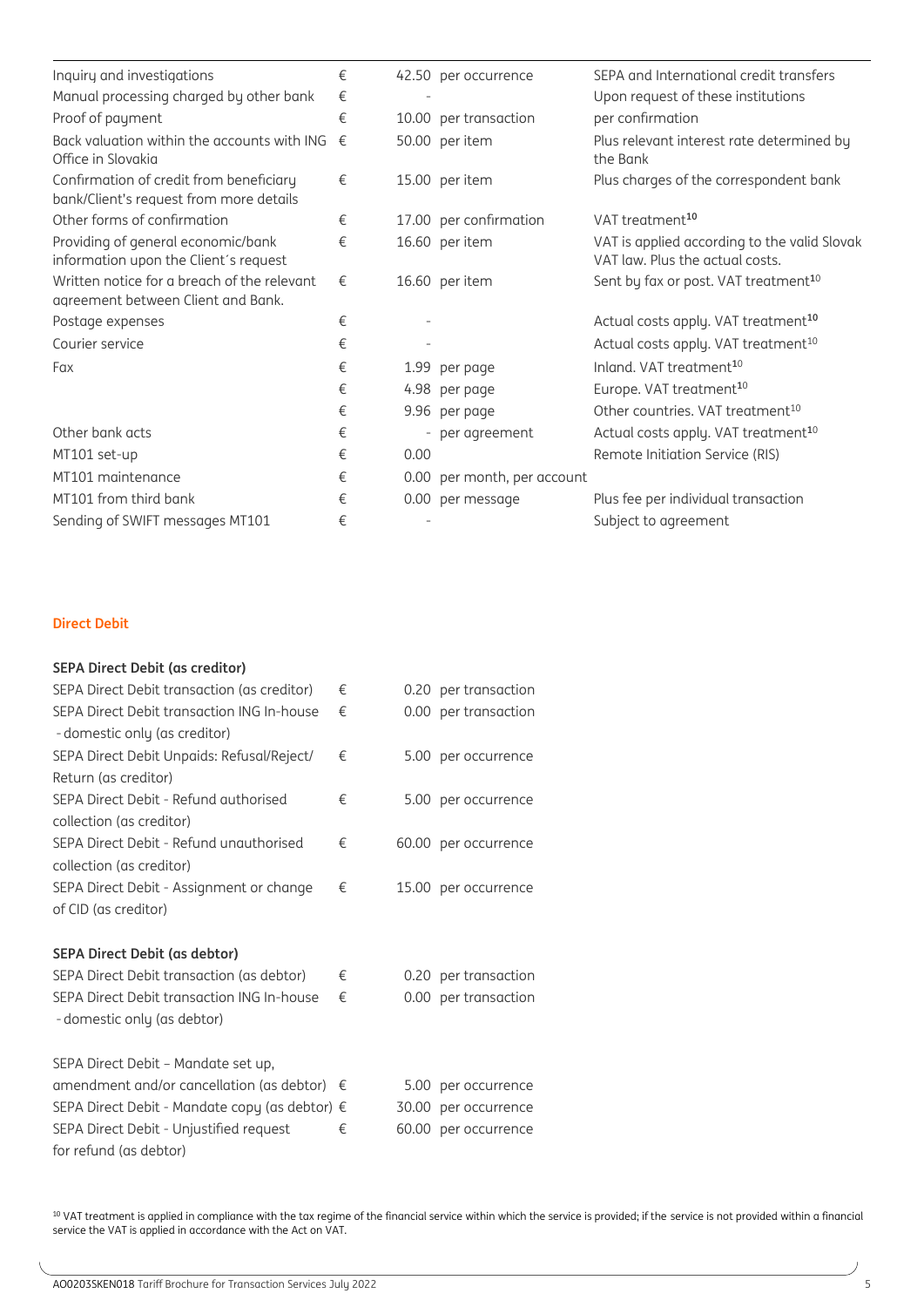| | | | | |
|---|---|---|---|---|
| Inquiry and investigations | € | 42.50 | per occurrence | SEPA and International credit transfers |
| Manual processing charged by other bank | € | - | | Upon request of these institutions |
| Proof of payment | € | 10.00 | per transaction | per confirmation |
| Back valuation within the accounts with ING Office in Slovakia | € | 50.00 | per item | Plus relevant interest rate determined by the Bank |
| Confirmation of credit from beneficiary bank/Client's request from more details | € | 15.00 | per item | Plus charges of the correspondent bank |
| Other forms of confirmation | € | 17.00 | per confirmation | VAT treatment[10] |
| Providing of general economic/bank information upon the Client´s request | € | 16.60 | per item | VAT is applied according to the valid Slovak VAT law. Plus the actual costs. |
| Written notice for a breach of the relevant agreement between Client and Bank. | € | 16.60 | per item | Sent by fax or post. VAT treatment[10] |
| Postage expenses | € | - | | Actual costs apply. VAT treatment[10] |
| Courier service | € | - | | Actual costs apply. VAT treatment[10] |
| Fax | € | 1.99 | per page | Inland. VAT treatment[10] |
| | € | 4.98 | per page | Europe. VAT treatment[10] |
| | € | 9.96 | per page | Other countries. VAT treatment[10] |
| Other bank acts | € | - | per agreement | Actual costs apply. VAT treatment[10] |
| MT101 set-up | € | 0.00 | | Remote Initiation Service (RIS) |
| MT101 maintenance | € | 0.00 | per month, per account | |
| MT101 from third bank | € | 0.00 | per message | Plus fee per individual transaction |
| Sending of SWIFT messages MT101 | € | - | | Subject to agreement |

## Direct Debit

**SEPA Direct Debit (as creditor)**

| | | | |
|---|---|---|---|
| SEPA Direct Debit transaction (as creditor) | € | 0.20 | per transaction |
| SEPA Direct Debit transaction ING In-house - domestic only (as creditor) | € | 0.00 | per transaction |
| SEPA Direct Debit Unpaids: Refusal/Reject/ Return (as creditor) | € | 5.00 | per occurrence |
| SEPA Direct Debit - Refund authorised collection (as creditor) | € | 5.00 | per occurrence |
| SEPA Direct Debit - Refund unauthorised collection (as creditor) | € | 60.00 | per occurrence |
| SEPA Direct Debit - Assignment or change of CID (as creditor) | € | 15.00 | per occurrence |

**SEPA Direct Debit (as debtor)**

| | | | |
|---|---|---|---|
| SEPA Direct Debit transaction (as debtor) | € | 0.20 | per transaction |
| SEPA Direct Debit transaction ING In-house - domestic only (as debtor) | € | 0.00 | per transaction |
| SEPA Direct Debit – Mandate set up, amendment and/or cancellation (as debtor) | € | 5.00 | per occurrence |
| SEPA Direct Debit - Mandate copy (as debtor) | € | 30.00 | per occurrence |
| SEPA Direct Debit - Unjustified request for refund (as debtor) | € | 60.00 | per occurrence |

[10] VAT treatment is applied in compliance with the tax regime of the financial service within which the service is provided; if the service is not provided within a financial service the VAT is applied in accordance with the Act on VAT.

AO0203SKEN018 Tariff Brochure for Transaction Services July 2022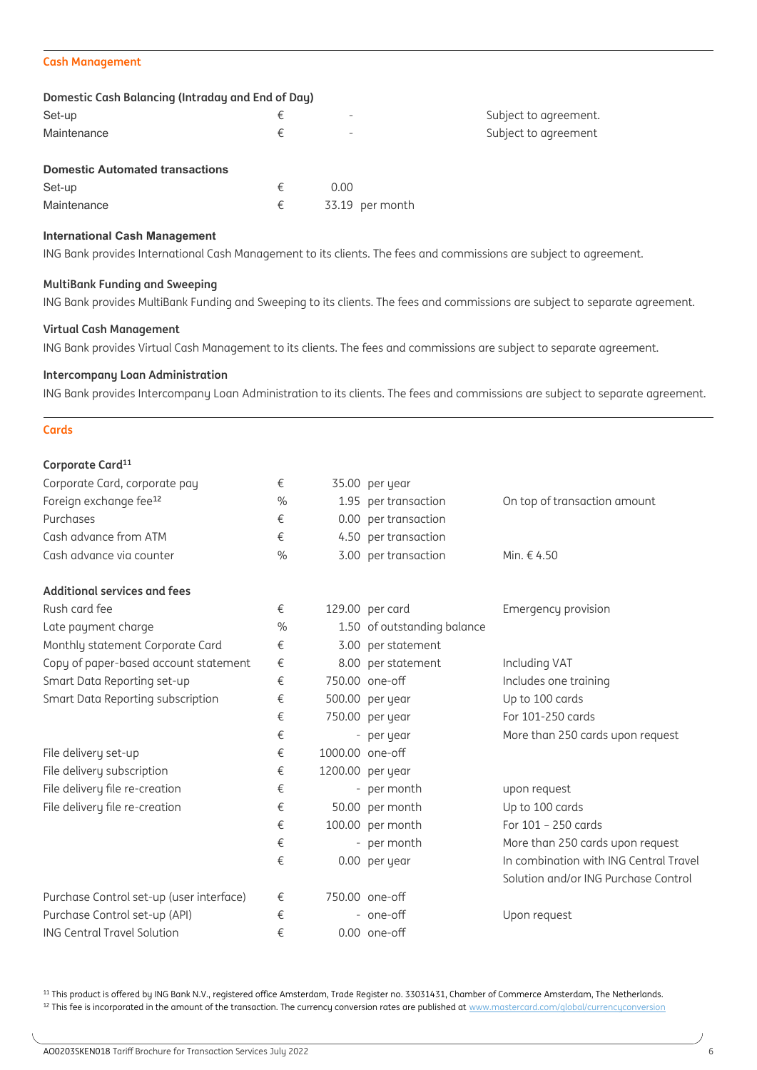## Cash Management

### Domestic Cash Balancing (Intraday and End of Day)

| | | | |
|---|---|---|---|
| Set-up | € | - | Subject to agreement. |
| Maintenance | € | - | Subject to agreement |

### Domestic Automated transactions

| | | | |
|---|---|---|---|
| Set-up | € | 0.00 | |
| Maintenance | € | 33.19 per month | |

### International Cash Management

ING Bank provides International Cash Management to its clients. The fees and commissions are subject to agreement.

### MultiBank Funding and Sweeping

ING Bank provides MultiBank Funding and Sweeping to its clients. The fees and commissions are subject to separate agreement.

### Virtual Cash Management

ING Bank provides Virtual Cash Management to its clients. The fees and commissions are subject to separate agreement.

### Intercompany Loan Administration

ING Bank provides Intercompany Loan Administration to its clients. The fees and commissions are subject to separate agreement.

## Cards

### Corporate Card[11]

| | | | | |
|---|---|---|---|---|
| Corporate Card, corporate pay | € | 35.00 | per year | |
| Foreign exchange fee[12] | % | 1.95 | per transaction | On top of transaction amount |
| Purchases | € | 0.00 | per transaction | |
| Cash advance from ATM | € | 4.50 | per transaction | |
| Cash advance via counter | % | 3.00 | per transaction | Min. € 4.50 |

### Additional services and fees

| | | | | |
|---|---|---|---|---|
| Rush card fee | € | 129.00 | per card | Emergency provision |
| Late payment charge | % | 1.50 | of outstanding balance | |
| Monthly statement Corporate Card | € | 3.00 | per statement | |
| Copy of paper-based account statement | € | 8.00 | per statement | Including VAT |
| Smart Data Reporting set-up | € | 750.00 | one-off | Includes one training |
| Smart Data Reporting subscription | € | 500.00 | per year | Up to 100 cards |
| | € | 750.00 | per year | For 101-250 cards |
| | € | - | per year | More than 250 cards upon request |
| File delivery set-up | € | 1000.00 | one-off | |
| File delivery subscription | € | 1200.00 | per year | |
| File delivery file re-creation | € | - | per month | upon request |
| File delivery file re-creation | € | 50.00 | per month | Up to 100 cards |
| | € | 100.00 | per month | For 101 – 250 cards |
| | € | - | per month | More than 250 cards upon request |
| | € | 0.00 | per year | In combination with ING Central Travel Solution and/or ING Purchase Control |
| Purchase Control set-up (user interface) | € | 750.00 | one-off | |
| Purchase Control set-up (API) | € | - | one-off | Upon request |
| ING Central Travel Solution | € | 0.00 | one-off | |

[11] This product is offered by ING Bank N.V., registered office Amsterdam, Trade Register no. 33031431, Chamber of Commerce Amsterdam, The Netherlands.
[12] This fee is incorporated in the amount of the transaction. The currency conversion rates are published at www.mastercard.com/global/currencyconversion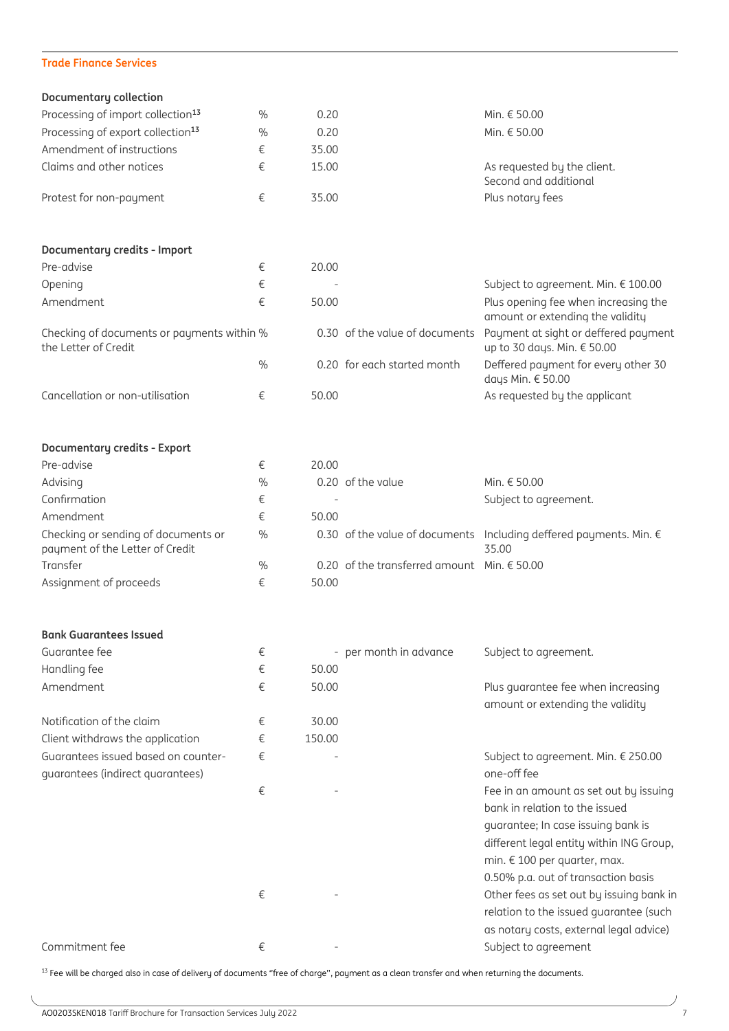## Trade Finance Services

### Documentary collection

| | | | | |
|---|---|---|---|---|
| Processing of import collection[13] | % | 0.20 | | Min. € 50.00 |
| Processing of export collection[13] | % | 0.20 | | Min. € 50.00 |
| Amendment of instructions | € | 35.00 | | |
| Claims and other notices | € | 15.00 | | As requested by the client. Second and additional |
| Protest for non-payment | € | 35.00 | | Plus notary fees |

### Documentary credits - Import

| | | | | |
|---|---|---|---|---|
| Pre-advise | € | 20.00 | | |
| Opening | € | - | | Subject to agreement. Min. € 100.00 |
| Amendment | € | 50.00 | | Plus opening fee when increasing the amount or extending the validity |
| Checking of documents or payments within the Letter of Credit | % | 0.30 | of the value of documents | Payment at sight or deffered payment up to 30 days. Min. € 50.00 |
| | % | 0.20 | for each started month | Deffered payment for every other 30 days Min. € 50.00 |
| Cancellation or non-utilisation | € | 50.00 | | As requested by the applicant |

### Documentary credits - Export

| | | | | |
|---|---|---|---|---|
| Pre-advise | € | 20.00 | | |
| Advising | % | 0.20 | of the value | Min. € 50.00 |
| Confirmation | € | - | | Subject to agreement. |
| Amendment | € | 50.00 | | |
| Checking or sending of documents or payment of the Letter of Credit | % | 0.30 | of the value of documents | Including deffered payments. Min. € 35.00 |
| Transfer | % | 0.20 | of the transferred amount | Min. € 50.00 |
| Assignment of proceeds | € | 50.00 | | |

### Bank Guarantees Issued

| | | | | |
|---|---|---|---|---|
| Guarantee fee | € | - | per month in advance | Subject to agreement. |
| Handling fee | € | 50.00 | | |
| Amendment | € | 50.00 | | Plus guarantee fee when increasing amount or extending the validity |
| Notification of the claim | € | 30.00 | | |
| Client withdraws the application | € | 150.00 | | |
| Guarantees issued based on counter-guarantees (indirect guarantees) | € | - | | Subject to agreement. Min. € 250.00 one-off fee |
| | € | - | | Fee in an amount as set out by issuing bank in relation to the issued guarantee; In case issuing bank is different legal entity within ING Group, min. € 100 per quarter, max. 0.50% p.a. out of transaction basis |
| | € | - | | Other fees as set out by issuing bank in relation to the issued guarantee (such as notary costs, external legal advice) |
| Commitment fee | € | - | | Subject to agreement |

[13] Fee will be charged also in case of delivery of documents "free of charge", payment as a clean transfer and when returning the documents.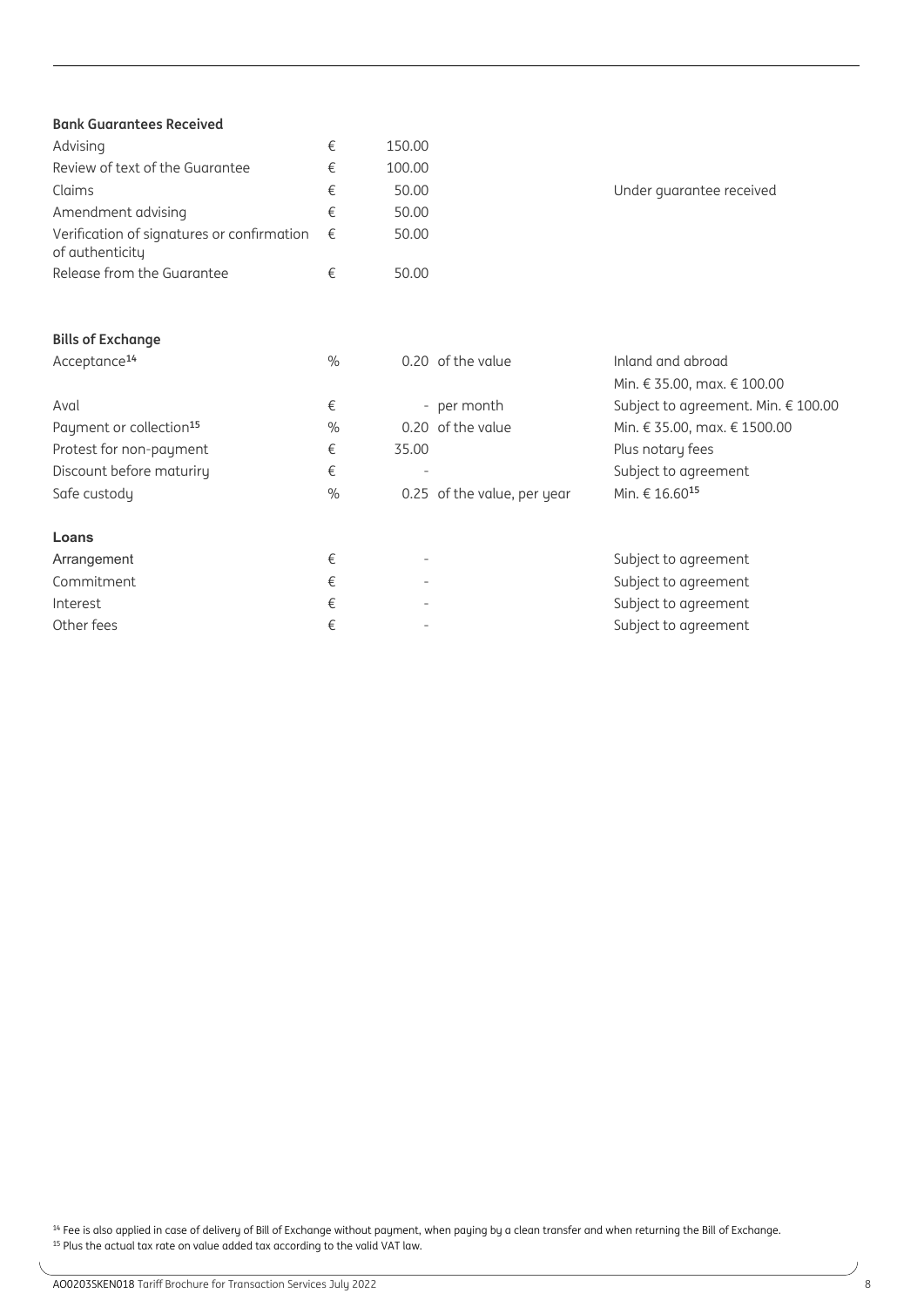### Bank Guarantees Received

| | | | |
|---|---|---|---|
| Advising | € | 150.00 | |
| Review of text of the Guarantee | € | 100.00 | |
| Claims | € | 50.00 | Under guarantee received |
| Amendment advising | € | 50.00 | |
| Verification of signatures or confirmation of authenticity | € | 50.00 | |
| Release from the Guarantee | € | 50.00 | |

### Bills of Exchange

| | | | |
|---|---|---|---|
| Acceptance[14] | % | 0.20 of the value | Inland and abroad<br>Min. € 35.00, max. € 100.00 |
| Aval | € | - per month | Subject to agreement. Min. € 100.00 |
| Payment or collection[15] | % | 0.20 of the value | Min. € 35.00, max. € 1500.00 |
| Protest for non-payment | € | 35.00 | Plus notary fees |
| Discount before maturiry | € | - | Subject to agreement |
| Safe custody | % | 0.25 of the value, per year | Min. € 16.60[15] |

### Loans

| | | | |
|---|---|---|---|
| Arrangement | € | - | Subject to agreement |
| Commitment | € | - | Subject to agreement |
| Interest | € | - | Subject to agreement |
| Other fees | € | - | Subject to agreement |

[14] Fee is also applied in case of delivery of Bill of Exchange without payment, when paying by a clean transfer and when returning the Bill of Exchange.
[15] Plus the actual tax rate on value added tax according to the valid VAT law.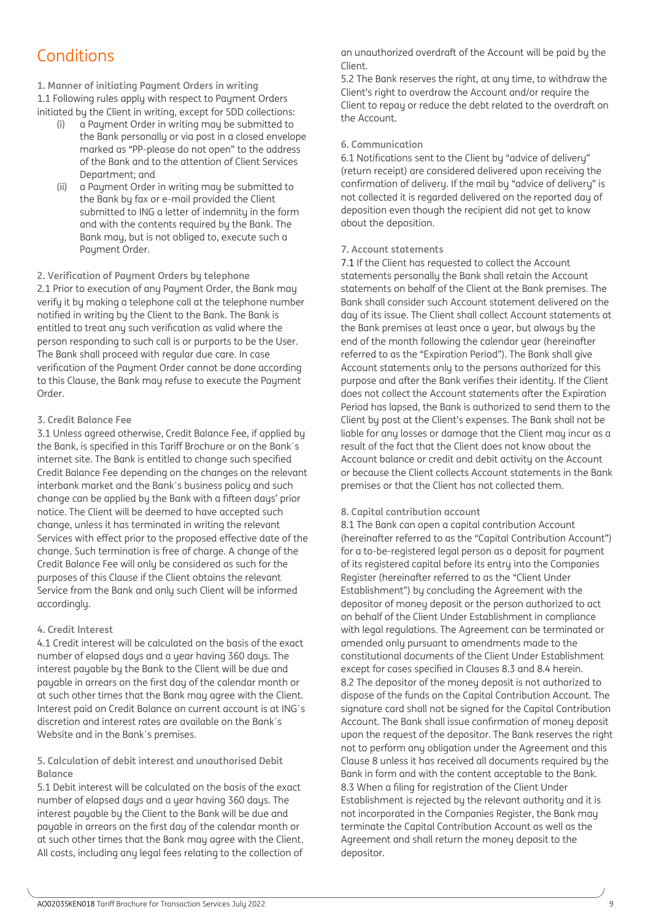# Conditions

**1. Manner of initiating Payment Orders in writing**

1.1 Following rules apply with respect to Payment Orders initiated by the Client in writing, except for SDD collections:

(i) a Payment Order in writing may be submitted to the Bank personally or via post in a closed envelope marked as "PP-please do not open" to the address of the Bank and to the attention of Client Services Department; and

(ii) a Payment Order in writing may be submitted to the Bank by fax or e-mail provided the Client submitted to ING a letter of indemnity in the form and with the contents required by the Bank. The Bank may, but is not obliged to, execute such a Payment Order.

**2. Verification of Payment Orders by telephone**

2.1 Prior to execution of any Payment Order, the Bank may verify it by making a telephone call at the telephone number notified in writing by the Client to the Bank. The Bank is entitled to treat any such verification as valid where the person responding to such call is or purports to be the User. The Bank shall proceed with regular due care. In case verification of the Payment Order cannot be done according to this Clause, the Bank may refuse to execute the Payment Order.

**3. Credit Balance Fee**

3.1 Unless agreed otherwise, Credit Balance Fee, if applied by the Bank, is specified in this Tariff Brochure or on the Bank´s internet site. The Bank is entitled to change such specified Credit Balance Fee depending on the changes on the relevant interbank market and the Bank´s business policy and such change can be applied by the Bank with a fifteen days' prior notice. The Client will be deemed to have accepted such change, unless it has terminated in writing the relevant Services with effect prior to the proposed effective date of the change. Such termination is free of charge. A change of the Credit Balance Fee will only be considered as such for the purposes of this Clause if the Client obtains the relevant Service from the Bank and only such Client will be informed accordingly.

**4. Credit Interest**

4.1 Credit interest will be calculated on the basis of the exact number of elapsed days and a year having 360 days. The interest payable by the Bank to the Client will be due and payable in arrears on the first day of the calendar month or at such other times that the Bank may agree with the Client. Interest paid on Credit Balance on current account is at ING´s discretion and interest rates are available on the Bank´s Website and in the Bank´s premises.

**5. Calculation of debit interest and unauthorised Debit Balance**

5.1 Debit interest will be calculated on the basis of the exact number of elapsed days and a year having 360 days. The interest payable by the Client to the Bank will be due and payable in arrears on the first day of the calendar month or at such other times that the Bank may agree with the Client. All costs, including any legal fees relating to the collection of an unauthorized overdraft of the Account will be paid by the Client.

5.2 The Bank reserves the right, at any time, to withdraw the Client's right to overdraw the Account and/or require the Client to repay or reduce the debt related to the overdraft on the Account.

**6. Communication**

6.1 Notifications sent to the Client by "advice of delivery" (return receipt) are considered delivered upon receiving the confirmation of delivery. If the mail by "advice of delivery" is not collected it is regarded delivered on the reported day of deposition even though the recipient did not get to know about the deposition.

**7. Account statements**

7.1 If the Client has requested to collect the Account statements personally the Bank shall retain the Account statements on behalf of the Client at the Bank premises. The Bank shall consider such Account statement delivered on the day of its issue. The Client shall collect Account statements at the Bank premises at least once a year, but always by the end of the month following the calendar year (hereinafter referred to as the "Expiration Period"). The Bank shall give Account statements only to the persons authorized for this purpose and after the Bank verifies their identity. If the Client does not collect the Account statements after the Expiration Period has lapsed, the Bank is authorized to send them to the Client by post at the Client's expenses. The Bank shall not be liable for any losses or damage that the Client may incur as a result of the fact that the Client does not know about the Account balance or credit and debit activity on the Account or because the Client collects Account statements in the Bank premises or that the Client has not collected them.

**8. Capital contribution account**

8.1 The Bank can open a capital contribution Account (hereinafter referred to as the "Capital Contribution Account") for a to-be-registered legal person as a deposit for payment of its registered capital before its entry into the Companies Register (hereinafter referred to as the "Client Under Establishment") by concluding the Agreement with the depositor of money deposit or the person authorized to act on behalf of the Client Under Establishment in compliance with legal regulations. The Agreement can be terminated or amended only pursuant to amendments made to the constitutional documents of the Client Under Establishment except for cases specified in Clauses 8.3 and 8.4 herein.

8.2 The depositor of the money deposit is not authorized to dispose of the funds on the Capital Contribution Account. The signature card shall not be signed for the Capital Contribution Account. The Bank shall issue confirmation of money deposit upon the request of the depositor. The Bank reserves the right not to perform any obligation under the Agreement and this Clause 8 unless it has received all documents required by the Bank in form and with the content acceptable to the Bank.

8.3 When a filing for registration of the Client Under Establishment is rejected by the relevant authority and it is not incorporated in the Companies Register, the Bank may terminate the Capital Contribution Account as well as the Agreement and shall return the money deposit to the depositor.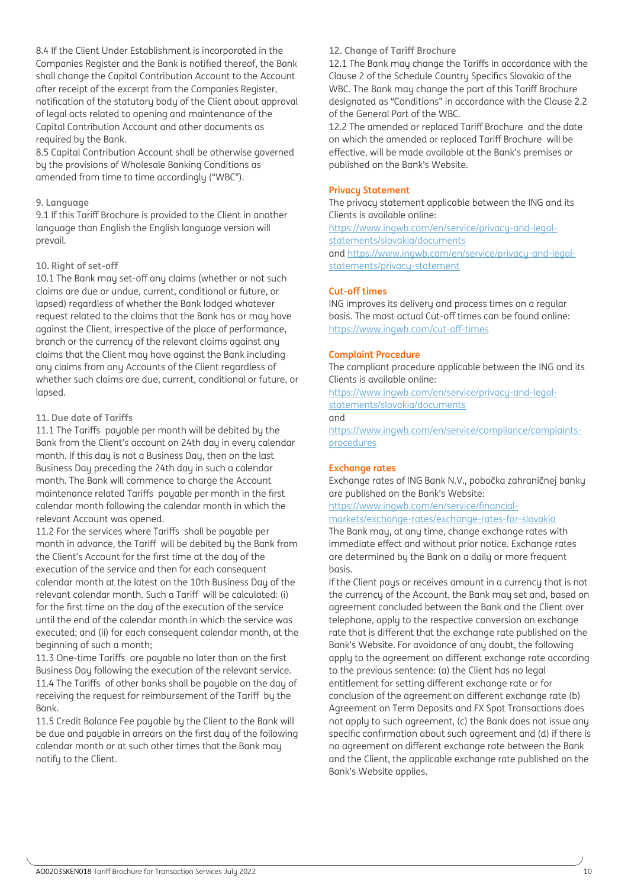8.4 If the Client Under Establishment is incorporated in the Companies Register and the Bank is notified thereof, the Bank shall change the Capital Contribution Account to the Account after receipt of the excerpt from the Companies Register, notification of the statutory body of the Client about approval of legal acts related to opening and maintenance of the Capital Contribution Account and other documents as required by the Bank.

8.5 Capital Contribution Account shall be otherwise governed by the provisions of Wholesale Banking Conditions as amended from time to time accordingly ("WBC").

### 9. Language

9.1 If this Tariff Brochure is provided to the Client in another language than English the English language version will prevail.

### 10. Right of set-off

10.1 The Bank may set-off any claims (whether or not such claims are due or undue, current, conditional or future, or lapsed) regardless of whether the Bank lodged whatever request related to the claims that the Bank has or may have against the Client, irrespective of the place of performance, branch or the currency of the relevant claims against any claims that the Client may have against the Bank including any claims from any Accounts of the Client regardless of whether such claims are due, current, conditional or future, or lapsed.

### 11. Due date of Tariffs

11.1 The Tariffs payable per month will be debited by the Bank from the Client's account on 24th day in every calendar month. If this day is not a Business Day, then on the last Business Day preceding the 24th day in such a calendar month. The Bank will commence to charge the Account maintenance related Tariffs payable per month in the first calendar month following the calendar month in which the relevant Account was opened.

11.2 For the services where Tariffs shall be payable per month in advance, the Tariff will be debited by the Bank from the Client's Account for the first time at the day of the execution of the service and then for each consequent calendar month at the latest on the 10th Business Day of the relevant calendar month. Such a Tariff will be calculated: (i) for the first time on the day of the execution of the service until the end of the calendar month in which the service was executed; and (ii) for each consequent calendar month, at the beginning of such a month;

11.3 One-time Tariffs are payable no later than on the first Business Day following the execution of the relevant service.

11.4 The Tariffs of other banks shall be payable on the day of receiving the request for reimbursement of the Tariff by the Bank.

11.5 Credit Balance Fee payable by the Client to the Bank will be due and payable in arrears on the first day of the following calendar month or at such other times that the Bank may notify to the Client.

### 12. Change of Tariff Brochure

12.1 The Bank may change the Tariffs in accordance with the Clause 2 of the Schedule Country Specifics Slovakia of the WBC. The Bank may change the part of this Tariff Brochure designated as "Conditions" in accordance with the Clause 2.2 of the General Part of the WBC.

12.2 The amended or replaced Tariff Brochure and the date on which the amended or replaced Tariff Brochure will be effective, will be made available at the Bank's premises or published on the Bank's Website.

### Privacy Statement

The privacy statement applicable between the ING and its Clients is available online:
https://www.ingwb.com/en/service/privacy-and-legal-statements/slovakia/documents
and https://www.ingwb.com/en/service/privacy-and-legal-statements/privacy-statement

### Cut-off times

ING improves its delivery and process times on a regular basis. The most actual Cut-off times can be found online: https://www.ingwb.com/cut-off-times

### Complaint Procedure

The compliant procedure applicable between the ING and its Clients is available online:
https://www.ingwb.com/en/service/privacy-and-legal-statements/slovakia/documents
and
https://www.ingwb.com/en/service/compliance/complaints-procedures

### Exchange rates

Exchange rates of ING Bank N.V., pobočka zahraničnej banky are published on the Bank's Website:
https://www.ingwb.com/en/service/financial-markets/exchange-rates/exchange-rates-for-slovakia

The Bank may, at any time, change exchange rates with immediate effect and without prior notice. Exchange rates are determined by the Bank on a daily or more frequent basis.

If the Client pays or receives amount in a currency that is not the currency of the Account, the Bank may set and, based on agreement concluded between the Bank and the Client over telephone, apply to the respective conversion an exchange rate that is different that the exchange rate published on the Bank's Website. For avoidance of any doubt, the following apply to the agreement on different exchange rate according to the previous sentence: (a) the Client has no legal entitlement for setting different exchange rate or for conclusion of the agreement on different exchange rate (b) Agreement on Term Deposits and FX Spot Transactions does not apply to such agreement, (c) the Bank does not issue any specific confirmation about such agreement and (d) if there is no agreement on different exchange rate between the Bank and the Client, the applicable exchange rate published on the Bank's Website applies.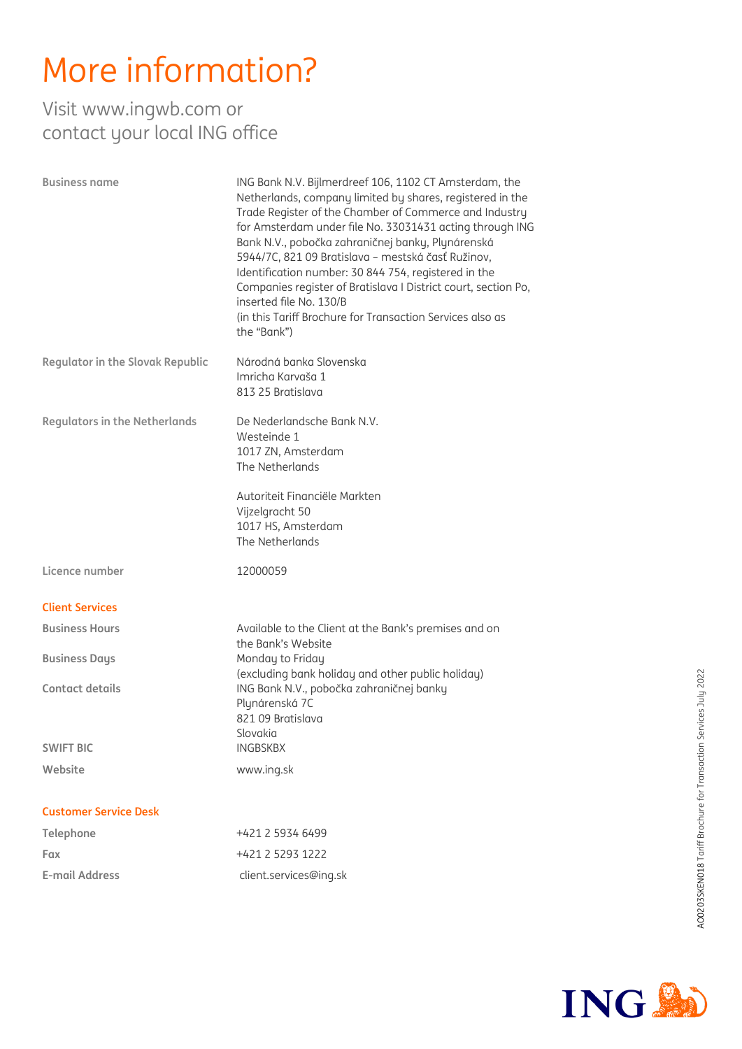# More information?

Visit www.ingwb.com or contact your local ING office

| | |
|---|---|
| **Business name** | ING Bank N.V. Bijlmerdreef 106, 1102 CT Amsterdam, the Netherlands, company limited by shares, registered in the Trade Register of the Chamber of Commerce and Industry for Amsterdam under file No. 33031431 acting through ING Bank N.V., pobočka zahraničnej banky, Plynárenská 5944/7C, 821 09 Bratislava – mestská časť Ružinov, Identification number: 30 844 754, registered in the Companies register of Bratislava I District court, section Po, inserted file No. 130/B (in this Tariff Brochure for Transaction Services also as the "Bank") |
| **Regulator in the Slovak Republic** | Národná banka Slovenska<br>Imricha Karvaša 1<br>813 25 Bratislava |
| **Regulators in the Netherlands** | De Nederlandsche Bank N.V.<br>Westeinde 1<br>1017 ZN, Amsterdam<br>The Netherlands<br><br>Autoriteit Financiële Markten<br>Vijzelgracht 50<br>1017 HS, Amsterdam<br>The Netherlands |
| **Licence number** | 12000059 |

## Client Services

| | |
|---|---|
| **Business Hours** | Available to the Client at the Bank's premises and on the Bank's Website |
| **Business Days** | Monday to Friday (excluding bank holiday and other public holiday) |
| **Contact details** | ING Bank N.V., pobočka zahraničnej banky<br>Plynárenská 7C<br>821 09 Bratislava<br>Slovakia |
| **SWIFT BIC** | INGBSKBX |
| **Website** | www.ing.sk |

## Customer Service Desk

| | |
|---|---|
| **Telephone** | +421 2 5934 6499 |
| **Fax** | +421 2 5293 1222 |
| **E-mail Address** | client.services@ing.sk |

A00203SKEN018 Tariff Brochure for Transaction Services July 2022